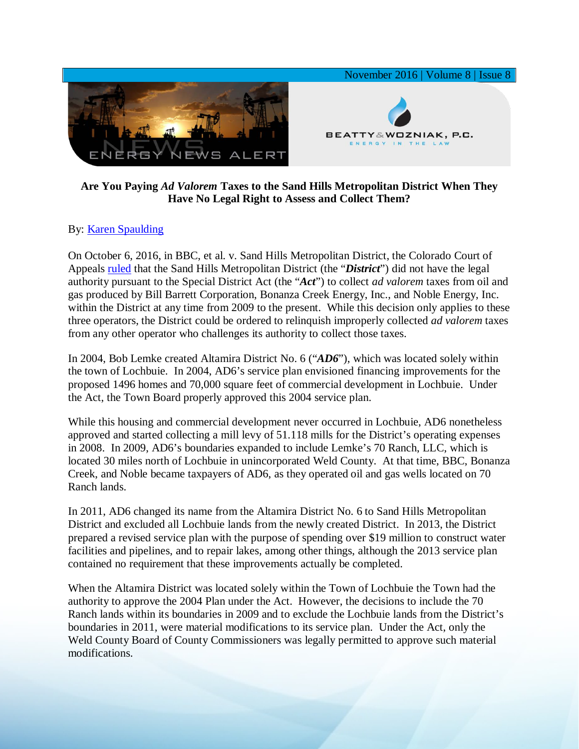**Are You Paying *Ad Valorem* Taxes to the Sand Hills Metropolitan District When They Have No Legal Right to Assess and Collect Them?**

By: Karen Spaulding

On October 6, 2016, in BBC, et al. v. Sand Hills Metropolitan District, the Colorado Court of Appeals ruled that the Sand Hills Metropolitan District (the "***District***") did not have the legal authority pursuant to the Special District Act (the "***Act***") to collect *ad valorem* taxes from oil and gas produced by Bill Barrett Corporation, Bonanza Creek Energy, Inc., and Noble Energy, Inc. within the District at any time from 2009 to the present. While this decision only applies to these three operators, the District could be ordered to relinquish improperly collected *ad valorem* taxes from any other operator who challenges its authority to collect those taxes.

In 2004, Bob Lemke created Altamira District No. 6 ("***AD6***"), which was located solely within the town of Lochbuie. In 2004, AD6's service plan envisioned financing improvements for the proposed 1496 homes and 70,000 square feet of commercial development in Lochbuie. Under the Act, the Town Board properly approved this 2004 service plan.

While this housing and commercial development never occurred in Lochbuie, AD6 nonetheless approved and started collecting a mill levy of 51.118 mills for the District's operating expenses in 2008. In 2009, AD6's boundaries expanded to include Lemke's 70 Ranch, LLC, which is located 30 miles north of Lochbuie in unincorporated Weld County. At that time, BBC, Bonanza Creek, and Noble became taxpayers of AD6, as they operated oil and gas wells located on 70 Ranch lands.

In 2011, AD6 changed its name from the Altamira District No. 6 to Sand Hills Metropolitan District and excluded all Lochbuie lands from the newly created District. In 2013, the District prepared a revised service plan with the purpose of spending over $19 million to construct water facilities and pipelines, and to repair lakes, among other things, although the 2013 service plan contained no requirement that these improvements actually be completed.

When the Altamira District was located solely within the Town of Lochbuie the Town had the authority to approve the 2004 Plan under the Act. However, the decisions to include the 70 Ranch lands within its boundaries in 2009 and to exclude the Lochbuie lands from the District's boundaries in 2011, were material modifications to its service plan. Under the Act, only the Weld County Board of County Commissioners was legally permitted to approve such material modifications.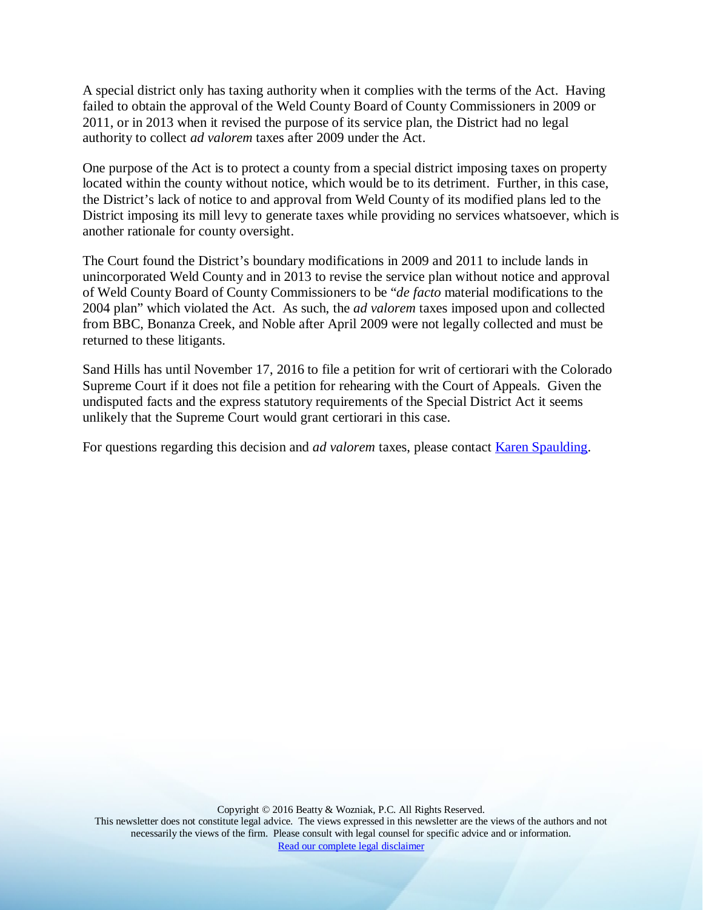A special district only has taxing authority when it complies with the terms of the Act. Having failed to obtain the approval of the Weld County Board of County Commissioners in 2009 or 2011, or in 2013 when it revised the purpose of its service plan, the District had no legal authority to collect *ad valorem* taxes after 2009 under the Act.

One purpose of the Act is to protect a county from a special district imposing taxes on property located within the county without notice, which would be to its detriment. Further, in this case, the District's lack of notice to and approval from Weld County of its modified plans led to the District imposing its mill levy to generate taxes while providing no services whatsoever, which is another rationale for county oversight.

The Court found the District's boundary modifications in 2009 and 2011 to include lands in unincorporated Weld County and in 2013 to revise the service plan without notice and approval of Weld County Board of County Commissioners to be "*de facto* material modifications to the 2004 plan" which violated the Act. As such, the *ad valorem* taxes imposed upon and collected from BBC, Bonanza Creek, and Noble after April 2009 were not legally collected and must be returned to these litigants.

Sand Hills has until November 17, 2016 to file a petition for writ of certiorari with the Colorado Supreme Court if it does not file a petition for rehearing with the Court of Appeals. Given the undisputed facts and the express statutory requirements of the Special District Act it seems unlikely that the Supreme Court would grant certiorari in this case.

For questions regarding this decision and *ad valorem* taxes, please contact [Karen Spaulding].

Copyright © 2016 Beatty & Wozniak, P.C. All Rights Reserved.
This newsletter does not constitute legal advice. The views expressed in this newsletter are the views of the authors and not necessarily the views of the firm. Please consult with legal counsel for specific advice and or information.
[Read our complete legal disclaimer]